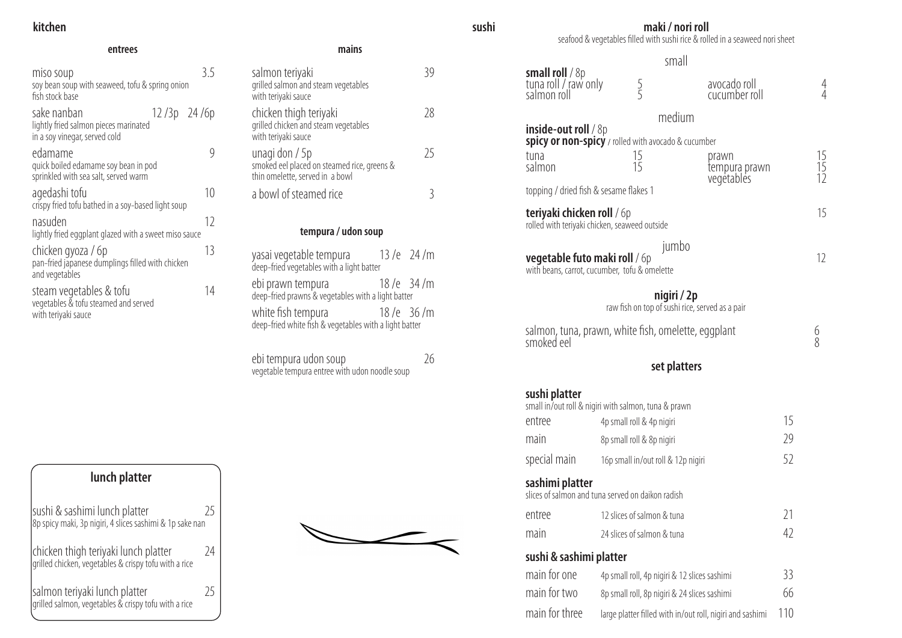# kitchen

## entrees

| Item | Price |
|---|---|
| **miso soup** — soy bean soup with seaweed, tofu & spring onion fish stock base | 3.5 |
| **sake nanban** — lightly fried salmon pieces marinated in a soy vinegar, served cold | 12 /3p 24 /6p |
| **edamame** — quick boiled edamame soy bean in pod sprinkled with sea salt, served warm | 9 |
| **agedashi tofu** — crispy fried tofu bathed in a soy-based light soup | 10 |
| **nasuden** — lightly fried eggplant glazed with a sweet miso sauce | 12 |
| **chicken gyoza / 6p** — pan-fried japanese dumplings filled with chicken and vegetables | 13 |
| **steam vegetables & tofu** — vegetables & tofu steamed and served with teriyaki sauce | 14 |

## mains

| Item | Price |
|---|---|
| **salmon teriyaki** — grilled salmon and steam vegetables with teriyaki sauce | 39 |
| **chicken thigh teriyaki** — grilled chicken and steam vegetables with teriyaki sauce | 28 |
| **unagi don / 5p** — smoked eel placed on steamed rice, greens & thin omelette, served in a bowl | 25 |
| **a bowl of steamed rice** | 3 |

## tempura / udon soup

| Item | Price |
|---|---|
| **yasai vegetable tempura** — deep-fried vegetables with a light batter | 13 /e 24 /m |
| **ebi prawn tempura** — deep-fried prawns & vegetables with a light batter | 18 /e 34 /m |
| **white fish tempura** — deep-fried white fish & vegetables with a light batter | 18 /e 36 /m |
| **ebi tempura udon soup** — vegetable tempura entree with udon noodle soup | 26 |

## lunch platter

| Item | Price |
|---|---|
| **sushi & sashimi lunch platter** — 8p spicy maki, 3p nigiri, 4 slices sashimi & 1p sake nan | 25 |
| **chicken thigh teriyaki lunch platter** — grilled chicken, vegetables & crispy tofu with a rice | 24 |
| **salmon teriyaki lunch platter** — grilled salmon, vegetables & crispy tofu with a rice | 25 |

# sushi

## maki / nori roll

seafood & vegetables filled with sushi rice & rolled in a seaweed nori sheet

### small

**small roll** / 8p

| Item | Price | Item | Price |
|---|---|---|---|
| tuna roll / raw only | 5 | avocado roll | 4 |
| salmon roll | 5 | cucumber roll | 4 |

### medium

**inside-out roll** / 8p
**spicy or non-spicy** / rolled with avocado & cucumber

| Item | Price | Item | Price |
|---|---|---|---|
| tuna | 15 | prawn | 15 |
| salmon | 15 | tempura prawn | 15 |
| | | vegetables | 12 |

topping / dried fish & sesame flakes 1

**teriyaki chicken roll** / 6p — 15
rolled with teriyaki chicken, seaweed outside

### jumbo

**vegetable futo maki roll** / 6p — 12
with beans, carrot, cucumber, tofu & omelette

## nigiri / 2p

raw fish on top of sushi rice, served as a pair

| Item | Price |
|---|---|
| salmon, tuna, prawn, white fish, omelette, eggplant | 6 |
| smoked eel | 8 |

## set platters

### sushi platter

small in/out roll & nigiri with salmon, tuna & prawn

| Size | Contents | Price |
|---|---|---|
| entree | 4p small roll & 4p nigiri | 15 |
| main | 8p small roll & 8p nigiri | 29 |
| special main | 16p small in/out roll & 12p nigiri | 52 |

### sashimi platter

slices of salmon and tuna served on daikon radish

| Size | Contents | Price |
|---|---|---|
| entree | 12 slices of salmon & tuna | 21 |
| main | 24 slices of salmon & tuna | 42 |

### sushi & sashimi platter

| Size | Contents | Price |
|---|---|---|
| main for one | 4p small roll, 4p nigiri & 12 slices sashimi | 33 |
| main for two | 8p small roll, 8p nigiri & 24 slices sashimi | 66 |
| main for three | large platter filled with in/out roll, nigiri and sashimi | 110 |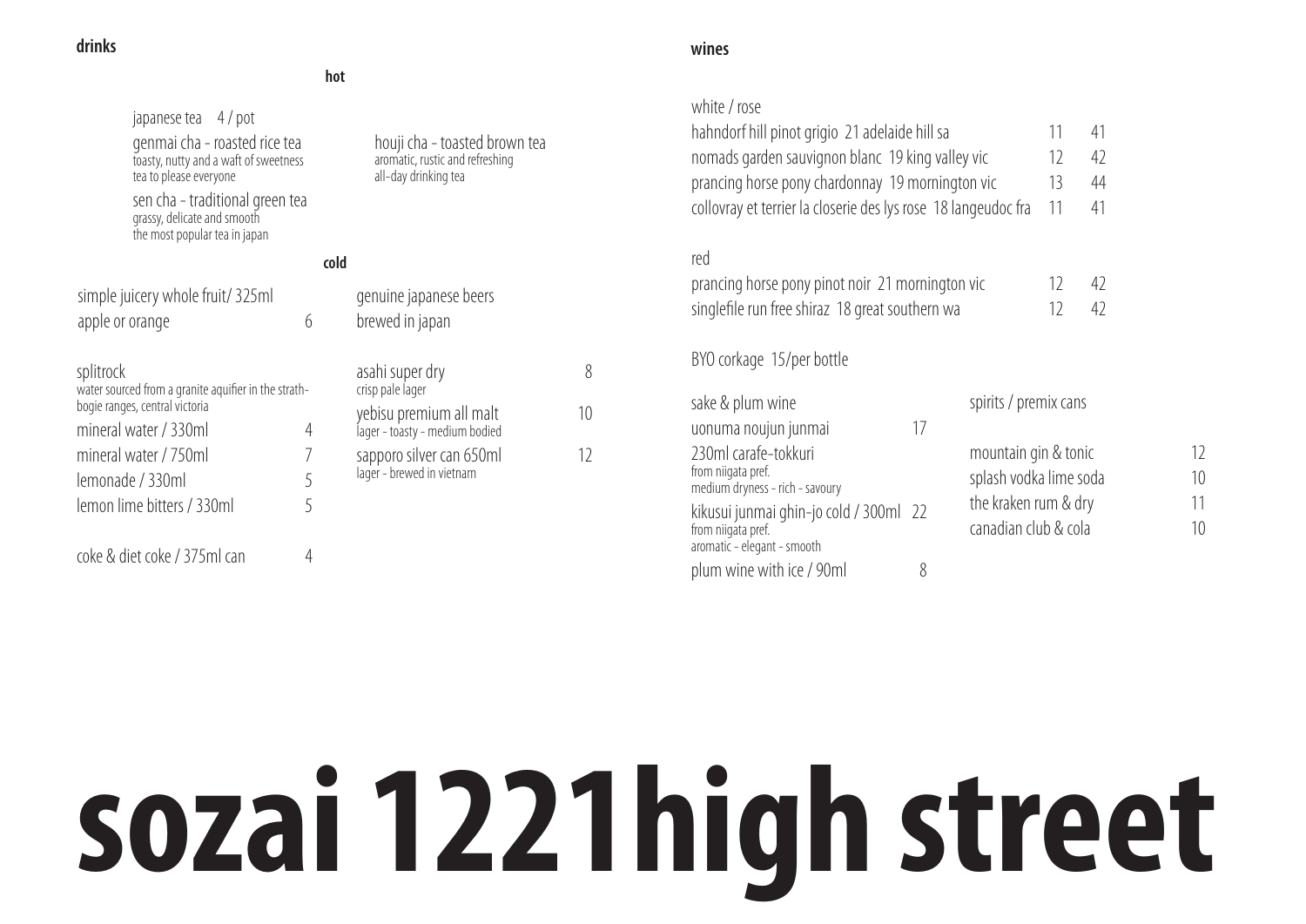## drinks

### hot

japanese tea 4 / pot

genmai cha - roasted rice tea
toasty, nutty and a waft of sweetness
tea to please everyone

sen cha - traditional green tea
grassy, delicate and smooth
the most popular tea in japan

houji cha - toasted brown tea
aromatic, rustic and refreshing
all-day drinking tea

### cold

| | |
|---|---|
| simple juicery whole fruit/ 325ml | |
| apple or orange | 6 |

splitrock
water sourced from a granite aquifier in the strath-bogie ranges, central victoria

| | |
|---|---|
| mineral water / 330ml | 4 |
| mineral water / 750ml | 7 |
| lemonade / 330ml | 5 |
| lemon lime bitters / 330ml | 5 |
| coke & diet coke / 375ml can | 4 |

genuine japanese beers
brewed in japan

| | |
|---|---|
| asahi super dry<br>crisp pale lager | 8 |
| yebisu premium all malt<br>lager - toasty - medium bodied | 10 |
| sapporo silver can 650ml<br>lager - brewed in vietnam | 12 |

## wines

white / rose

| | | |
|---|---|---|
| hahndorf hill pinot grigio 21 adelaide hill sa | 11 | 41 |
| nomads garden sauvignon blanc 19 king valley vic | 12 | 42 |
| prancing horse pony chardonnay 19 mornington vic | 13 | 44 |
| collovray et terrier la closerie des lys rose 18 langeudoc fra | 11 | 41 |

red

| | | |
|---|---|---|
| prancing horse pony pinot noir 21 mornington vic | 12 | 42 |
| singlefile run free shiraz 18 great southern wa | 12 | 42 |

BYO corkage 15/per bottle

sake & plum wine

| | |
|---|---|
| uonuma noujun junmai<br>230ml carafe-tokkuri<br>from niigata pref.<br>medium dryness - rich - savoury | 17 |
| kikusui junmai ghin-jo cold / 300ml<br>from niigata pref.<br>aromatic - elegant - smooth | 22 |
| plum wine with ice / 90ml | 8 |

spirits / premix cans

| | |
|---|---|
| mountain gin & tonic | 12 |
| splash vodka lime soda | 10 |
| the kraken rum & dry | 11 |
| canadian club & cola | 10 |

# sozai 1221high street